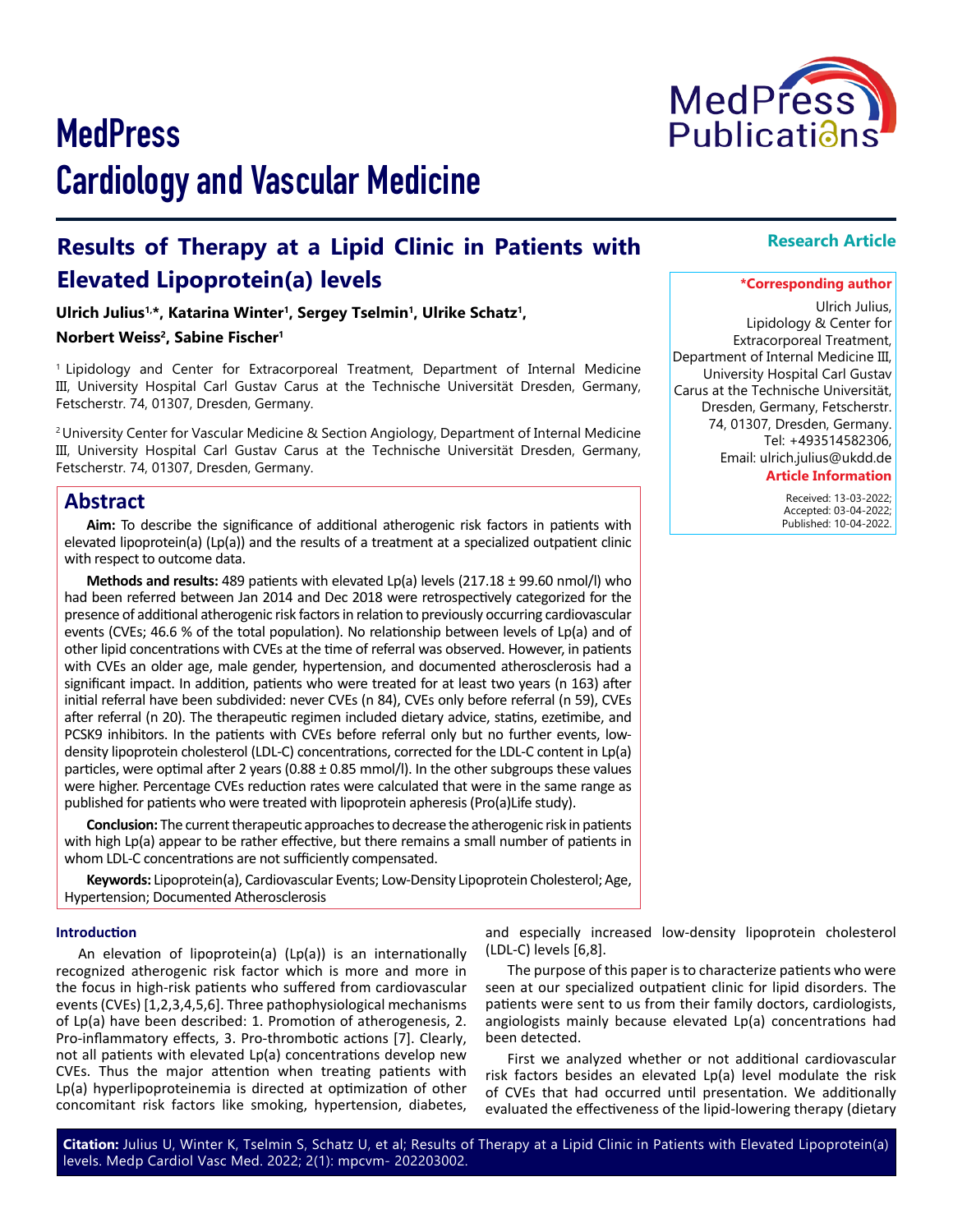# MedPress Cardiology and Vascular Medicine

**Research Article**

## Results of Therapy at a Lipid Clinic in Patients with Elevated Lipoprotein(a) levels

**Ulrich Julius[1,*], Katarina Winter[1], Sergey Tselmin[1], Ulrike Schatz[1], Norbert Weiss[2], Sabine Fischer[1]**

[1] Lipidology and Center for Extracorporeal Treatment, Department of Internal Medicine III, University Hospital Carl Gustav Carus at the Technische Universität Dresden, Germany, Fetscherstr. 74, 01307, Dresden, Germany.

[2] University Center for Vascular Medicine & Section Angiology, Department of Internal Medicine III, University Hospital Carl Gustav Carus at the Technische Universität Dresden, Germany, Fetscherstr. 74, 01307, Dresden, Germany.

**\*Corresponding author**

Ulrich Julius, Lipidology & Center for Extracorporeal Treatment, Department of Internal Medicine III, University Hospital Carl Gustav Carus at the Technische Universität, Dresden, Germany, Fetscherstr. 74, 01307, Dresden, Germany.
Tel: +493514582306,
Email: ulrich.julius@ukdd.de

**Article Information**

Received: 13-03-2022;
Accepted: 03-04-2022;
Published: 10-04-2022.

## Abstract

**Aim:** To describe the significance of additional atherogenic risk factors in patients with elevated lipoprotein(a) (Lp(a)) and the results of a treatment at a specialized outpatient clinic with respect to outcome data.

**Methods and results:** 489 patients with elevated Lp(a) levels (217.18 ± 99.60 nmol/l) who had been referred between Jan 2014 and Dec 2018 were retrospectively categorized for the presence of additional atherogenic risk factors in relation to previously occurring cardiovascular events (CVEs; 46.6 % of the total population). No relationship between levels of Lp(a) and of other lipid concentrations with CVEs at the time of referral was observed. However, in patients with CVEs an older age, male gender, hypertension, and documented atherosclerosis had a significant impact. In addition, patients who were treated for at least two years (n 163) after initial referral have been subdivided: never CVEs (n 84), CVEs only before referral (n 59), CVEs after referral (n 20). The therapeutic regimen included dietary advice, statins, ezetimibe, and PCSK9 inhibitors. In the patients with CVEs before referral only but no further events, low-density lipoprotein cholesterol (LDL-C) concentrations, corrected for the LDL-C content in Lp(a) particles, were optimal after 2 years (0.88 ± 0.85 mmol/l). In the other subgroups these values were higher. Percentage CVEs reduction rates were calculated that were in the same range as published for patients who were treated with lipoprotein apheresis (Pro(a)Life study).

**Conclusion:** The current therapeutic approaches to decrease the atherogenic risk in patients with high Lp(a) appear to be rather effective, but there remains a small number of patients in whom LDL-C concentrations are not sufficiently compensated.

**Keywords:** Lipoprotein(a), Cardiovascular Events; Low-Density Lipoprotein Cholesterol; Age, Hypertension; Documented Atherosclerosis

### Introduction

An elevation of lipoprotein(a) (Lp(a)) is an internationally recognized atherogenic risk factor which is more and more in the focus in high-risk patients who suffered from cardiovascular events (CVEs) [1,2,3,4,5,6]. Three pathophysiological mechanisms of Lp(a) have been described: 1. Promotion of atherogenesis, 2. Pro-inflammatory effects, 3. Pro-thrombotic actions [7]. Clearly, not all patients with elevated Lp(a) concentrations develop new CVEs. Thus the major attention when treating patients with Lp(a) hyperlipoproteinemia is directed at optimization of other concomitant risk factors like smoking, hypertension, diabetes, and especially increased low-density lipoprotein cholesterol (LDL-C) levels [6,8].

The purpose of this paper is to characterize patients who were seen at our specialized outpatient clinic for lipid disorders. The patients were sent to us from their family doctors, cardiologists, angiologists mainly because elevated Lp(a) concentrations had been detected.

First we analyzed whether or not additional cardiovascular risk factors besides an elevated Lp(a) level modulate the risk of CVEs that had occurred until presentation. We additionally evaluated the effectiveness of the lipid-lowering therapy (dietary

**Citation:** Julius U, Winter K, Tselmin S, Schatz U, et al; Results of Therapy at a Lipid Clinic in Patients with Elevated Lipoprotein(a) levels. Medp Cardiol Vasc Med. 2022; 2(1): mpcvm- 202203002.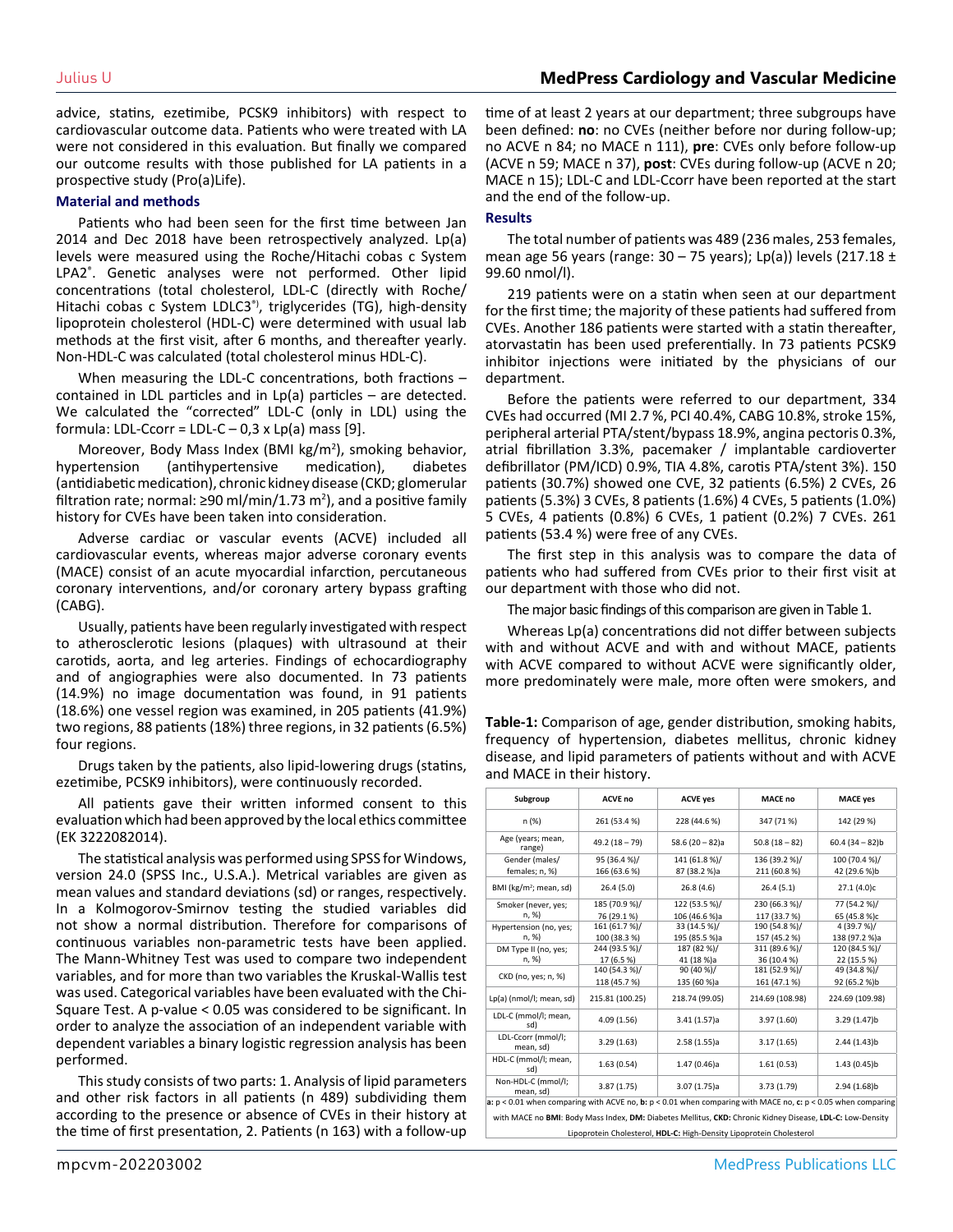advice, statins, ezetimibe, PCSK9 inhibitors) with respect to cardiovascular outcome data. Patients who were treated with LA were not considered in this evaluation. But finally we compared our outcome results with those published for LA patients in a prospective study (Pro(a)Life).

## Material and methods

Patients who had been seen for the first time between Jan 2014 and Dec 2018 have been retrospectively analyzed. Lp(a) levels were measured using the Roche/Hitachi cobas c System LPA2®. Genetic analyses were not performed. Other lipid concentrations (total cholesterol, LDL-C (directly with Roche/ Hitachi cobas c System LDLC3®), triglycerides (TG), high-density lipoprotein cholesterol (HDL-C) were determined with usual lab methods at the first visit, after 6 months, and thereafter yearly. Non-HDL-C was calculated (total cholesterol minus HDL-C).

When measuring the LDL-C concentrations, both fractions – contained in LDL particles and in Lp(a) particles – are detected. We calculated the "corrected" LDL-C (only in LDL) using the formula: LDL-Ccorr = LDL-C – 0,3 x Lp(a) mass [9].

Moreover, Body Mass Index (BMI kg/m$^2$), smoking behavior, hypertension (antihypertensive medication), diabetes (antidiabetic medication), chronic kidney disease (CKD; glomerular filtration rate; normal: ≥90 ml/min/1.73 m$^2$), and a positive family history for CVEs have been taken into consideration.

Adverse cardiac or vascular events (ACVE) included all cardiovascular events, whereas major adverse coronary events (MACE) consist of an acute myocardial infarction, percutaneous coronary interventions, and/or coronary artery bypass grafting (CABG).

Usually, patients have been regularly investigated with respect to atherosclerotic lesions (plaques) with ultrasound at their carotids, aorta, and leg arteries. Findings of echocardiography and of angiographies were also documented. In 73 patients (14.9%) no image documentation was found, in 91 patients (18.6%) one vessel region was examined, in 205 patients (41.9%) two regions, 88 patients (18%) three regions, in 32 patients (6.5%) four regions.

Drugs taken by the patients, also lipid-lowering drugs (statins, ezetimibe, PCSK9 inhibitors), were continuously recorded.

All patients gave their written informed consent to this evaluation which had been approved by the local ethics committee (EK 3222082014).

The statistical analysis was performed using SPSS for Windows, version 24.0 (SPSS Inc., U.S.A.). Metrical variables are given as mean values and standard deviations (sd) or ranges, respectively. In a Kolmogorov-Smirnov testing the studied variables did not show a normal distribution. Therefore for comparisons of continuous variables non-parametric tests have been applied. The Mann-Whitney Test was used to compare two independent variables, and for more than two variables the Kruskal-Wallis test was used. Categorical variables have been evaluated with the Chi-Square Test. A p-value < 0.05 was considered to be significant. In order to analyze the association of an independent variable with dependent variables a binary logistic regression analysis has been performed.

This study consists of two parts: 1. Analysis of lipid parameters and other risk factors in all patients (n 489) subdividing them according to the presence or absence of CVEs in their history at the time of first presentation, 2. Patients (n 163) with a follow-up time of at least 2 years at our department; three subgroups have been defined: **no**: no CVEs (neither before nor during follow-up; no ACVE n 84; no MACE n 111), **pre**: CVEs only before follow-up (ACVE n 59; MACE n 37), **post**: CVEs during follow-up (ACVE n 20; MACE n 15); LDL-C and LDL-Ccorr have been reported at the start and the end of the follow-up.

## Results

The total number of patients was 489 (236 males, 253 females, mean age 56 years (range: 30 – 75 years); Lp(a)) levels (217.18 ± 99.60 nmol/l).

219 patients were on a statin when seen at our department for the first time; the majority of these patients had suffered from CVEs. Another 186 patients were started with a statin thereafter, atorvastatin has been used preferentially. In 73 patients PCSK9 inhibitor injections were initiated by the physicians of our department.

Before the patients were referred to our department, 334 CVEs had occurred (MI 2.7 %, PCI 40.4%, CABG 10.8%, stroke 15%, peripheral arterial PTA/stent/bypass 18.9%, angina pectoris 0.3%, atrial fibrillation 3.3%, pacemaker / implantable cardioverter defibrillator (PM/ICD) 0.9%, TIA 4.8%, carotis PTA/stent 3%). 150 patients (30.7%) showed one CVE, 32 patients (6.5%) 2 CVEs, 26 patients (5.3%) 3 CVEs, 8 patients (1.6%) 4 CVEs, 5 patients (1.0%) 5 CVEs, 4 patients (0.8%) 6 CVEs, 1 patient (0.2%) 7 CVEs. 261 patients (53.4 %) were free of any CVEs.

The first step in this analysis was to compare the data of patients who had suffered from CVEs prior to their first visit at our department with those who did not.

The major basic findings of this comparison are given in Table 1.

Whereas Lp(a) concentrations did not differ between subjects with and without ACVE and with and without MACE, patients with ACVE compared to without ACVE were significantly older, more predominately were male, more often were smokers, and

**Table-1:** Comparison of age, gender distribution, smoking habits, frequency of hypertension, diabetes mellitus, chronic kidney disease, and lipid parameters of patients without and with ACVE and MACE in their history.

| Subgroup | ACVE no | ACVE yes | MACE no | MACE yes |
|---|---|---|---|---|
| n (%) | 261 (53.4 %) | 228 (44.6 %) | 347 (71 %) | 142 (29 %) |
| Age (years; mean, range) | 49.2 (18 – 79) | 58.6 (20 – 82)a | 50.8 (18 – 82) | 60.4 (34 – 82)b |
| Gender (males/ females; n, %) | 95 (36.4 %)/ 166 (63.6 %) | 141 (61.8 %)/ 87 (38.2 %)a | 136 (39.2 %)/ 211 (60.8 %) | 100 (70.4 %)/ 42 (29.6 %)b |
| BMI (kg/m²; mean, sd) | 26.4 (5.0) | 26.8 (4.6) | 26.4 (5.1) | 27.1 (4.0)c |
| Smoker (never, yes; n, %) | 185 (70.9 %)/ 76 (29.1 %) | 122 (53.5 %)/ 106 (46.6 %)a | 230 (66.3 %)/ 117 (33.7 %) | 77 (54.2 %)/ 65 (45.8 %)c |
| Hypertension (no, yes; n, %) | 161 (61.7 %)/ 100 (38.3 %) | 33 (14.5 %)/ 195 (85.5 %)a | 190 (54.8 %)/ 157 (45.2 %) | 4 (39.7 %)/ 138 (97.2 %)a |
| DM Type II (no, yes; n, %) | 244 (93.5 %)/ 17 (6.5 %) | 187 (82 %)/ 41 (18 %)a | 311 (89.6 %)/ 36 (10.4 %) | 120 (84.5 %)/ 22 (15.5 %) |
| CKD (no, yes; n, %) | 140 (54.3 %)/ 118 (45.7 %) | 90 (40 %)/ 135 (60 %)a | 181 (52.9 %)/ 161 (47.1 %) | 49 (34.8 %)/ 92 (65.2 %)b |
| Lp(a) (nmol/l; mean, sd) | 215.81 (100.25) | 218.74 (99.05) | 214.69 (108.98) | 224.69 (109.98) |
| LDL-C (mmol/l; mean, sd) | 4.09 (1.56) | 3.41 (1.57)a | 3.97 (1.60) | 3.29 (1.47)b |
| LDL-Ccorr (mmol/l; mean, sd) | 3.29 (1.63) | 2.58 (1.55)a | 3.17 (1.65) | 2.44 (1.43)b |
| HDL-C (mmol/l; mean, sd) | 1.63 (0.54) | 1.47 (0.46)a | 1.61 (0.53) | 1.43 (0.45)b |
| Non-HDL-C (mmol/l; mean, sd) | 3.87 (1.75) | 3.07 (1.75)a | 3.73 (1.79) | 2.94 (1.68)b |

**a:** p < 0.01 when comparing with ACVE no, **b:** p < 0.01 when comparing with MACE no, **c:** p < 0.05 when comparing with MACE no **BMI**: Body Mass Index, **DM:** Diabetes Mellitus, **CKD:** Chronic Kidney Disease, **LDL-C:** Low-Density Lipoprotein Cholesterol, **HDL-C:** High-Density Lipoprotein Cholesterol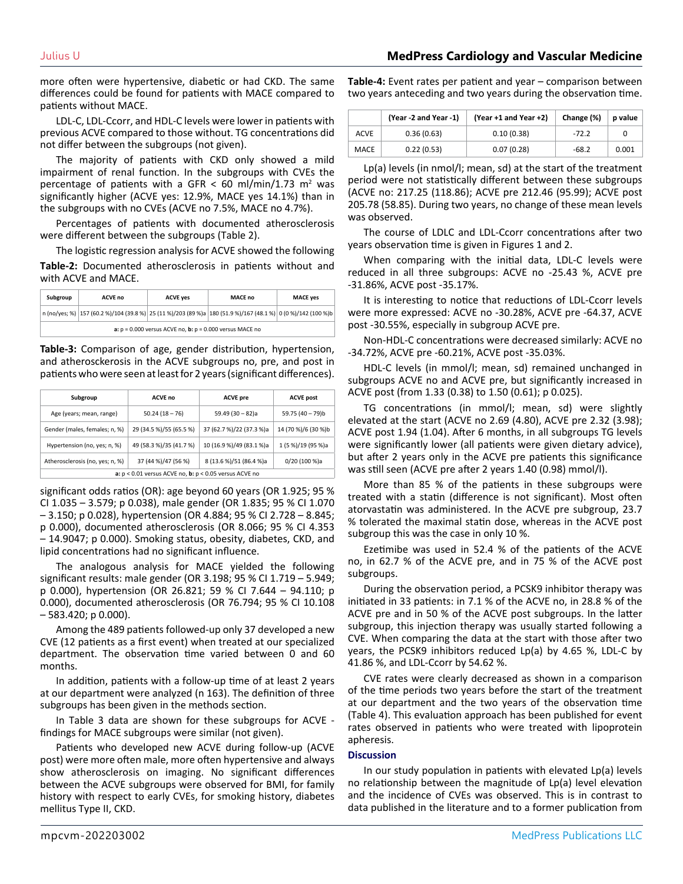more often were hypertensive, diabetic or had CKD. The same differences could be found for patients with MACE compared to patients without MACE.

LDL-C, LDL-Ccorr, and HDL-C levels were lower in patients with previous ACVE compared to those without. TG concentrations did not differ between the subgroups (not given).

The majority of patients with CKD only showed a mild impairment of renal function. In the subgroups with CVEs the percentage of patients with a GFR < 60 ml/min/1.73 m² was significantly higher (ACVE yes: 12.9%, MACE yes 14.1%) than in the subgroups with no CVEs (ACVE no 7.5%, MACE no 4.7%).

Percentages of patients with documented atherosclerosis were different between the subgroups (Table 2).

The logistic regression analysis for ACVE showed the following significant odds ratios (OR): age beyond 60 years (OR 1.925; 95 % CI 1.035 – 3.579; p 0.038), male gender (OR 1.835; 95 % CI 1.070 – 3.150; p 0.028), hypertension (OR 4.884; 95 % CI 2.728 – 8.845; p 0.000), documented atherosclerosis (OR 8.066; 95 % CI 4.353 – 14.9047; p 0.000). Smoking status, obesity, diabetes, CKD, and lipid concentrations had no significant influence.

**Table-2:** Documented atherosclerosis in patients without and with ACVE and MACE.

| Subgroup | ACVE no | ACVE yes | MACE no | MACE yes |
|---|---|---|---|---|
| n (no/yes; %) | 157 (60.2 %)/104 (39.8 %) | 25 (11 %)/203 (89 %)a | 180 (51.9 %)/167 (48.1 %) | 0 (0 %)/142 (100 %)b |
| **a:** p = 0.000 versus ACVE no, **b:** p = 0.000 versus MACE no | | | | |

**Table-3:** Comparison of age, gender distribution, hypertension, and atherosckerosis in the ACVE subgroups no, pre, and post in patients who were seen at least for 2 years (significant differences).

| Subgroup | ACVE no | ACVE pre | ACVE post |
|---|---|---|---|
| Age (years; mean, range) | 50.24 (18 – 76) | 59.49 (30 – 82)a | 59.75 (40 – 79)b |
| Gender (males, females; n, %) | 29 (34.5 %)/55 (65.5 %) | 37 (62.7 %)/22 (37.3 %)a | 14 (70 %)/6 (30 %)b |
| Hypertension (no, yes; n, %) | 49 (58.3 %)/35 (41.7 %) | 10 (16.9 %)/49 (83.1 %)a | 1 (5 %)/19 (95 %)a |
| Atherosclerosis (no, yes; n, %) | 37 (44 %)/47 (56 %) | 8 (13.6 %)/51 (86.4 %)a | 0/20 (100 %)a |
| **a:** p < 0.01 versus ACVE no, **b:** p < 0.05 versus ACVE no | | | |

The analogous analysis for MACE yielded the following significant results: male gender (OR 3.198; 95 % CI 1.719 – 5.949; p 0.000), hypertension (OR 26.821; 59 % CI 7.644 – 94.110; p 0.000), documented atherosclerosis (OR 76.794; 95 % CI 10.108 – 583.420; p 0.000).

Among the 489 patients followed-up only 37 developed a new CVE (12 patients as a first event) when treated at our specialized department. The observation time varied between 0 and 60 months.

In addition, patients with a follow-up time of at least 2 years at our department were analyzed (n 163). The definition of three subgroups has been given in the methods section.

In Table 3 data are shown for these subgroups for ACVE - findings for MACE subgroups were similar (not given).

Patients who developed new ACVE during follow-up (ACVE post) were more often male, more often hypertensive and always show atherosclerosis on imaging. No significant differences between the ACVE subgroups were observed for BMI, for family history with respect to early CVEs, for smoking history, diabetes mellitus Type II, CKD.

**Table-4:** Event rates per patient and year – comparison between two years anteceding and two years during the observation time.

| | (Year -2 and Year -1) | (Year +1 and Year +2) | Change (%) | p value |
|---|---|---|---|---|
| ACVE | 0.36 (0.63) | 0.10 (0.38) | -72.2 | 0 |
| MACE | 0.22 (0.53) | 0.07 (0.28) | -68.2 | 0.001 |

Lp(a) levels (in nmol/l; mean, sd) at the start of the treatment period were not statistically different between these subgroups (ACVE no: 217.25 (118.86); ACVE pre 212.46 (95.99); ACVE post 205.78 (58.85). During two years, no change of these mean levels was observed.

The course of LDLC and LDL-Ccorr concentrations after two years observation time is given in Figures 1 and 2.

When comparing with the initial data, LDL-C levels were reduced in all three subgroups: ACVE no -25.43 %, ACVE pre -31.86%, ACVE post -35.17%.

It is interesting to notice that reductions of LDL-Ccorr levels were more expressed: ACVE no -30.28%, ACVE pre -64.37, ACVE post -30.55%, especially in subgroup ACVE pre.

Non-HDL-C concentrations were decreased similarly: ACVE no -34.72%, ACVE pre -60.21%, ACVE post -35.03%.

HDL-C levels (in mmol/l; mean, sd) remained unchanged in subgroups ACVE no and ACVE pre, but significantly increased in ACVE post (from 1.33 (0.38) to 1.50 (0.61); p 0.025).

TG concentrations (in mmol/l; mean, sd) were slightly elevated at the start (ACVE no 2.69 (4.80), ACVE pre 2.32 (3.98); ACVE post 1.94 (1.04). After 6 months, in all subgroups TG levels were significantly lower (all patients were given dietary advice), but after 2 years only in the ACVE pre patients this significance was still seen (ACVE pre after 2 years 1.40 (0.98) mmol/l).

More than 85 % of the patients in these subgroups were treated with a statin (difference is not significant). Most often atorvastatin was administered. In the ACVE pre subgroup, 23.7 % tolerated the maximal statin dose, whereas in the ACVE post subgroup this was the case in only 10 %.

Ezetimibe was used in 52.4 % of the patients of the ACVE no, in 62.7 % of the ACVE pre, and in 75 % of the ACVE post subgroups.

During the observation period, a PCSK9 inhibitor therapy was initiated in 33 patients: in 7.1 % of the ACVE no, in 28.8 % of the ACVE pre and in 50 % of the ACVE post subgroups. In the latter subgroup, this injection therapy was usually started following a CVE. When comparing the data at the start with those after two years, the PCSK9 inhibitors reduced Lp(a) by 4.65 %, LDL-C by 41.86 %, and LDL-Ccorr by 54.62 %.

CVE rates were clearly decreased as shown in a comparison of the time periods two years before the start of the treatment at our department and the two years of the observation time (Table 4). This evaluation approach has been published for event rates observed in patients who were treated with lipoprotein apheresis.

## Discussion

In our study population in patients with elevated Lp(a) levels no relationship between the magnitude of Lp(a) level elevation and the incidence of CVEs was observed. This is in contrast to data published in the literature and to a former publication from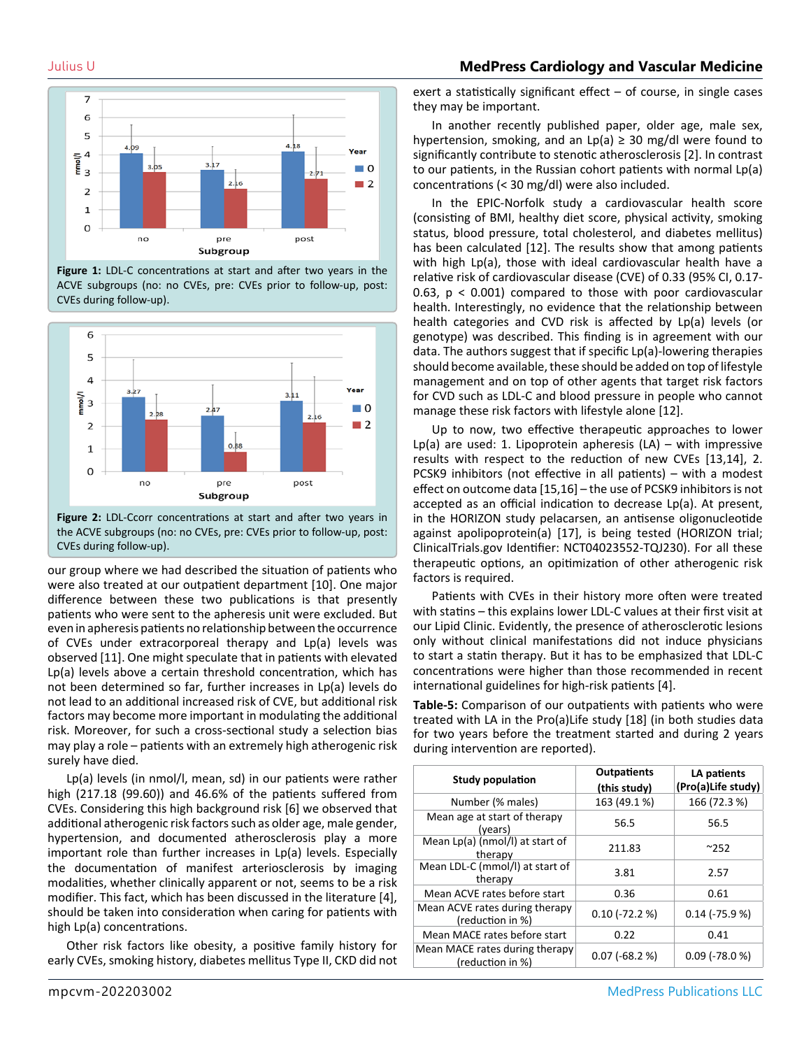**Figure 1:** LDL-C concentrations at start and after two years in the ACVE subgroups (no: no CVEs, pre: CVEs prior to follow-up, post: CVEs during follow-up).

**Figure 2:** LDL-Ccorr concentrations at start and after two years in the ACVE subgroups (no: no CVEs, pre: CVEs prior to follow-up, post: CVEs during follow-up).

our group where we had described the situation of patients who were also treated at our outpatient department [10]. One major difference between these two publications is that presently patients who were sent to the apheresis unit were excluded. But even in apheresis patients no relationship between the occurrence of CVEs under extracorporeal therapy and Lp(a) levels was observed [11]. One might speculate that in patients with elevated Lp(a) levels above a certain threshold concentration, which has not been determined so far, further increases in Lp(a) levels do not lead to an additional increased risk of CVE, but additional risk factors may become more important in modulating the additional risk. Moreover, for such a cross-sectional study a selection bias may play a role – patients with an extremely high atherogenic risk surely have died.

Lp(a) levels (in nmol/l, mean, sd) in our patients were rather high (217.18 (99.60)) and 46.6% of the patients suffered from CVEs. Considering this high background risk [6] we observed that additional atherogenic risk factors such as older age, male gender, hypertension, and documented atherosclerosis play a more important role than further increases in Lp(a) levels. Especially the documentation of manifest arteriosclerosis by imaging modalities, whether clinically apparent or not, seems to be a risk modifier. This fact, which has been discussed in the literature [4], should be taken into consideration when caring for patients with high Lp(a) concentrations.

Other risk factors like obesity, a positive family history for early CVEs, smoking history, diabetes mellitus Type II, CKD did not exert a statistically significant effect – of course, in single cases they may be important.

In another recently published paper, older age, male sex, hypertension, smoking, and an Lp(a) ≥ 30 mg/dl were found to significantly contribute to stenotic atherosclerosis [2]. In contrast to our patients, in the Russian cohort patients with normal Lp(a) concentrations (< 30 mg/dl) were also included.

In the EPIC-Norfolk study a cardiovascular health score (consisting of BMI, healthy diet score, physical activity, smoking status, blood pressure, total cholesterol, and diabetes mellitus) has been calculated [12]. The results show that among patients with high Lp(a), those with ideal cardiovascular health have a relative risk of cardiovascular disease (CVE) of 0.33 (95% CI, 0.17-0.63, $p < 0.001$) compared to those with poor cardiovascular health. Interestingly, no evidence that the relationship between health categories and CVD risk is affected by Lp(a) levels (or genotype) was described. This finding is in agreement with our data. The authors suggest that if specific Lp(a)-lowering therapies should become available, these should be added on top of lifestyle management and on top of other agents that target risk factors for CVD such as LDL-C and blood pressure in people who cannot manage these risk factors with lifestyle alone [12].

Up to now, two effective therapeutic approaches to lower Lp(a) are used: 1. Lipoprotein apheresis (LA) – with impressive results with respect to the reduction of new CVEs [13,14], 2. PCSK9 inhibitors (not effective in all patients) – with a modest effect on outcome data [15,16] – the use of PCSK9 inhibitors is not accepted as an official indication to decrease Lp(a). At present, in the HORIZON study pelacarsen, an antisense oligonucleotide against apolipoprotein(a) [17], is being tested (HORIZON trial; ClinicalTrials.gov Identifier: NCT04023552-TQJ230). For all these therapeutic options, an opitimization of other atherogenic risk factors is required.

Patients with CVEs in their history more often were treated with statins – this explains lower LDL-C values at their first visit at our Lipid Clinic. Evidently, the presence of atherosclerotic lesions only without clinical manifestations did not induce physicians to start a statin therapy. But it has to be emphasized that LDL-C concentrations were higher than those recommended in recent international guidelines for high-risk patients [4].

**Table-5:** Comparison of our outpatients with patients who were treated with LA in the Pro(a)Life study [18] (in both studies data for two years before the treatment started and during 2 years during intervention are reported).

| Study population | Outpatients (this study) | LA patients (Pro(a)Life study) |
|---|---|---|
| Number (% males) | 163 (49.1 %) | 166 (72.3 %) |
| Mean age at start of therapy (years) | 56.5 | 56.5 |
| Mean Lp(a) (nmol/l) at start of therapy | 211.83 | ~252 |
| Mean LDL-C (mmol/l) at start of therapy | 3.81 | 2.57 |
| Mean ACVE rates before start | 0.36 | 0.61 |
| Mean ACVE rates during therapy (reduction in %) | 0.10 (-72.2 %) | 0.14 (-75.9 %) |
| Mean MACE rates before start | 0.22 | 0.41 |
| Mean MACE rates during therapy (reduction in %) | 0.07 (-68.2 %) | 0.09 (-78.0 %) |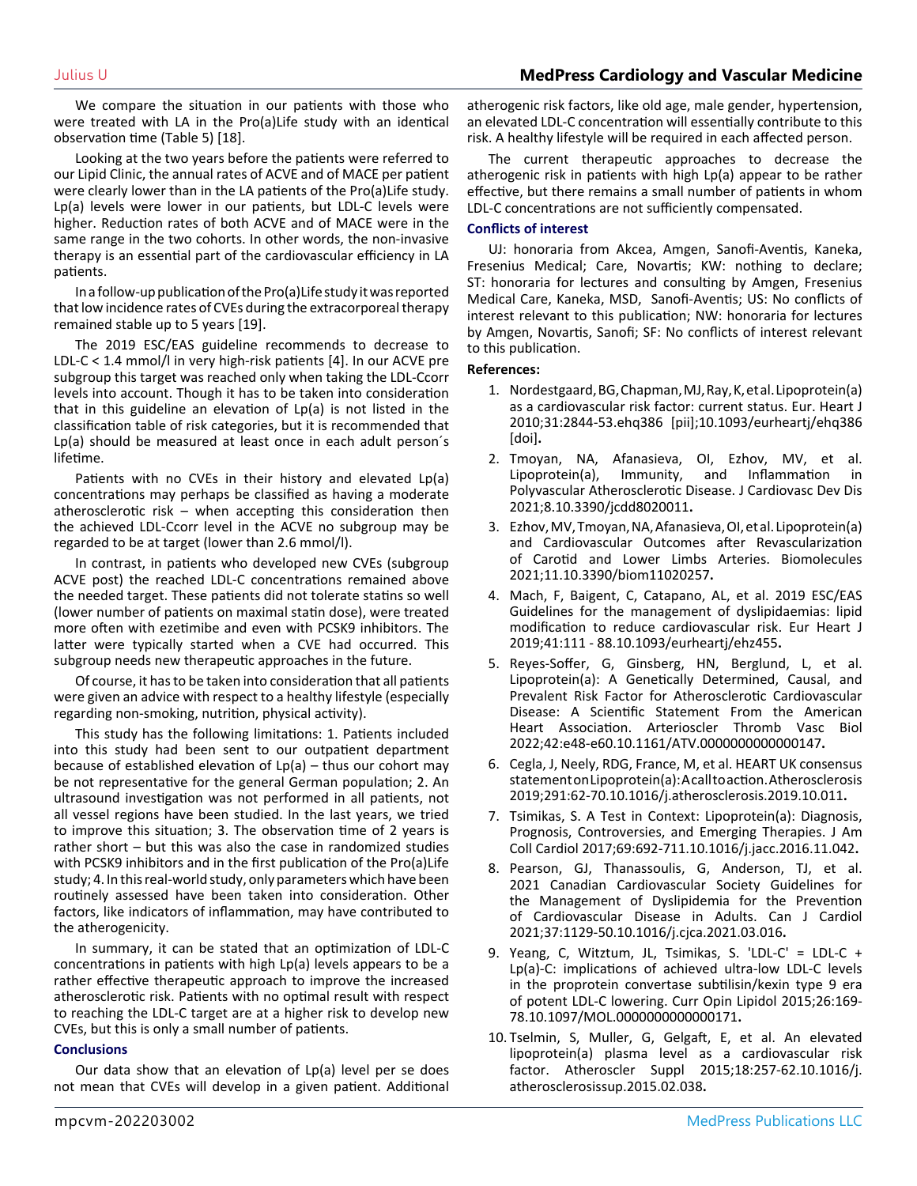We compare the situation in our patients with those who were treated with LA in the Pro(a)Life study with an identical observation time (Table 5) [18].

Looking at the two years before the patients were referred to our Lipid Clinic, the annual rates of ACVE and of MACE per patient were clearly lower than in the LA patients of the Pro(a)Life study. Lp(a) levels were lower in our patients, but LDL-C levels were higher. Reduction rates of both ACVE and of MACE were in the same range in the two cohorts. In other words, the non-invasive therapy is an essential part of the cardiovascular efficiency in LA patients.

In a follow-up publication of the Pro(a)Life study it was reported that low incidence rates of CVEs during the extracorporeal therapy remained stable up to 5 years [19].

The 2019 ESC/EAS guideline recommends to decrease to LDL-C < 1.4 mmol/l in very high-risk patients [4]. In our ACVE pre subgroup this target was reached only when taking the LDL-Ccorr levels into account. Though it has to be taken into consideration that in this guideline an elevation of Lp(a) is not listed in the classification table of risk categories, but it is recommended that Lp(a) should be measured at least once in each adult person´s lifetime.

Patients with no CVEs in their history and elevated Lp(a) concentrations may perhaps be classified as having a moderate atherosclerotic risk – when accepting this consideration then the achieved LDL-Ccorr level in the ACVE no subgroup may be regarded to be at target (lower than 2.6 mmol/l).

In contrast, in patients who developed new CVEs (subgroup ACVE post) the reached LDL-C concentrations remained above the needed target. These patients did not tolerate statins so well (lower number of patients on maximal statin dose), were treated more often with ezetimibe and even with PCSK9 inhibitors. The latter were typically started when a CVE had occurred. This subgroup needs new therapeutic approaches in the future.

Of course, it has to be taken into consideration that all patients were given an advice with respect to a healthy lifestyle (especially regarding non-smoking, nutrition, physical activity).

This study has the following limitations: 1. Patients included into this study had been sent to our outpatient department because of established elevation of Lp(a) – thus our cohort may be not representative for the general German population; 2. An ultrasound investigation was not performed in all patients, not all vessel regions have been studied. In the last years, we tried to improve this situation; 3. The observation time of 2 years is rather short – but this was also the case in randomized studies with PCSK9 inhibitors and in the first publication of the Pro(a)Life study; 4. In this real-world study, only parameters which have been routinely assessed have been taken into consideration. Other factors, like indicators of inflammation, may have contributed to the atherogenicity.

In summary, it can be stated that an optimization of LDL-C concentrations in patients with high Lp(a) levels appears to be a rather effective therapeutic approach to improve the increased atherosclerotic risk. Patients with no optimal result with respect to reaching the LDL-C target are at a higher risk to develop new CVEs, but this is only a small number of patients.

## Conclusions

Our data show that an elevation of Lp(a) level per se does not mean that CVEs will develop in a given patient. Additional atherogenic risk factors, like old age, male gender, hypertension, an elevated LDL-C concentration will essentially contribute to this risk. A healthy lifestyle will be required in each affected person.

The current therapeutic approaches to decrease the atherogenic risk in patients with high Lp(a) appear to be rather effective, but there remains a small number of patients in whom LDL-C concentrations are not sufficiently compensated.

## Conflicts of interest

UJ: honoraria from Akcea, Amgen, Sanofi-Aventis, Kaneka, Fresenius Medical; Care, Novartis; KW: nothing to declare; ST: honoraria for lectures and consulting by Amgen, Fresenius Medical Care, Kaneka, MSD, Sanofi-Aventis; US: No conflicts of interest relevant to this publication; NW: honoraria for lectures by Amgen, Novartis, Sanofi; SF: No conflicts of interest relevant to this publication.

## References:

1. Nordestgaard, BG, Chapman, MJ, Ray, K, et al. Lipoprotein(a) as a cardiovascular risk factor: current status. Eur. Heart J 2010;31:2844-53.ehq386 [pii];10.1093/eurheartj/ehq386 [doi].
2. Tmoyan, NA, Afanasieva, OI, Ezhov, MV, et al. Lipoprotein(a), Immunity, and Inflammation in Polyvascular Atherosclerotic Disease. J Cardiovasc Dev Dis 2021;8.10.3390/jcdd8020011.
3. Ezhov, MV, Tmoyan, NA, Afanasieva, OI, et al. Lipoprotein(a) and Cardiovascular Outcomes after Revascularization of Carotid and Lower Limbs Arteries. Biomolecules 2021;11.10.3390/biom11020257.
4. Mach, F, Baigent, C, Catapano, AL, et al. 2019 ESC/EAS Guidelines for the management of dyslipidaemias: lipid modification to reduce cardiovascular risk. Eur Heart J 2019;41:111 - 88.10.1093/eurheartj/ehz455.
5. Reyes-Soffer, G, Ginsberg, HN, Berglund, L, et al. Lipoprotein(a): A Genetically Determined, Causal, and Prevalent Risk Factor for Atherosclerotic Cardiovascular Disease: A Scientific Statement From the American Heart Association. Arterioscler Thromb Vasc Biol 2022;42:e48-e60.10.1161/ATV.0000000000000147.
6. Cegla, J, Neely, RDG, France, M, et al. HEART UK consensus statement on Lipoprotein(a): A call to action. Atherosclerosis 2019;291:62-70.10.1016/j.atherosclerosis.2019.10.011.
7. Tsimikas, S. A Test in Context: Lipoprotein(a): Diagnosis, Prognosis, Controversies, and Emerging Therapies. J Am Coll Cardiol 2017;69:692-711.10.1016/j.jacc.2016.11.042.
8. Pearson, GJ, Thanassoulis, G, Anderson, TJ, et al. 2021 Canadian Cardiovascular Society Guidelines for the Management of Dyslipidemia for the Prevention of Cardiovascular Disease in Adults. Can J Cardiol 2021;37:1129-50.10.1016/j.cjca.2021.03.016.
9. Yeang, C, Witztum, JL, Tsimikas, S. 'LDL-C' = LDL-C + Lp(a)-C: implications of achieved ultra-low LDL-C levels in the proprotein convertase subtilisin/kexin type 9 era of potent LDL-C lowering. Curr Opin Lipidol 2015;26:169-78.10.1097/MOL.0000000000000171.
10. Tselmin, S, Muller, G, Gelgaft, E, et al. An elevated lipoprotein(a) plasma level as a cardiovascular risk factor. Atheroscler Suppl 2015;18:257-62.10.1016/j.atherosclerosissup.2015.02.038.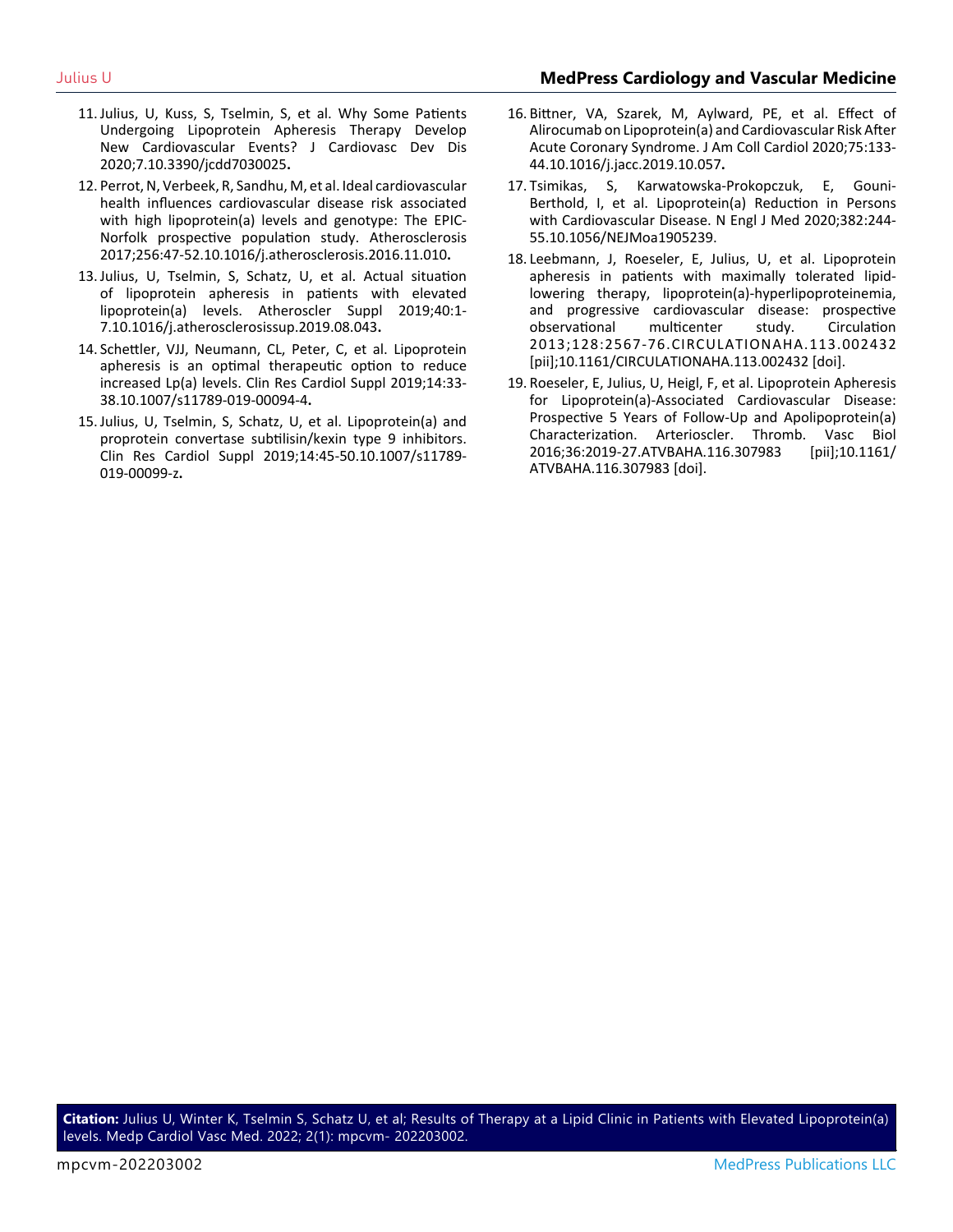11. Julius, U, Kuss, S, Tselmin, S, et al. Why Some Patients Undergoing Lipoprotein Apheresis Therapy Develop New Cardiovascular Events? J Cardiovasc Dev Dis 2020;7.10.3390/jcdd7030025.

12. Perrot, N, Verbeek, R, Sandhu, M, et al. Ideal cardiovascular health influences cardiovascular disease risk associated with high lipoprotein(a) levels and genotype: The EPIC-Norfolk prospective population study. Atherosclerosis 2017;256:47-52.10.1016/j.atherosclerosis.2016.11.010.

13. Julius, U, Tselmin, S, Schatz, U, et al. Actual situation of lipoprotein apheresis in patients with elevated lipoprotein(a) levels. Atheroscler Suppl 2019;40:1-7.10.1016/j.atherosclerosissup.2019.08.043.

14. Schettler, VJJ, Neumann, CL, Peter, C, et al. Lipoprotein apheresis is an optimal therapeutic option to reduce increased Lp(a) levels. Clin Res Cardiol Suppl 2019;14:33-38.10.1007/s11789-019-00094-4.

15. Julius, U, Tselmin, S, Schatz, U, et al. Lipoprotein(a) and proprotein convertase subtilisin/kexin type 9 inhibitors. Clin Res Cardiol Suppl 2019;14:45-50.10.1007/s11789-019-00099-z.

16. Bittner, VA, Szarek, M, Aylward, PE, et al. Effect of Alirocumab on Lipoprotein(a) and Cardiovascular Risk After Acute Coronary Syndrome. J Am Coll Cardiol 2020;75:133-44.10.1016/j.jacc.2019.10.057.

17. Tsimikas, S, Karwatowska-Prokopczuk, E, Gouni-Berthold, I, et al. Lipoprotein(a) Reduction in Persons with Cardiovascular Disease. N Engl J Med 2020;382:244-55.10.1056/NEJMoa1905239.

18. Leebmann, J, Roeseler, E, Julius, U, et al. Lipoprotein apheresis in patients with maximally tolerated lipid-lowering therapy, lipoprotein(a)-hyperlipoproteinemia, and progressive cardiovascular disease: prospective observational multicenter study. Circulation 2013;128:2567-76.CIRCULATIONAHA.113.002432 [pii];10.1161/CIRCULATIONAHA.113.002432 [doi].

19. Roeseler, E, Julius, U, Heigl, F, et al. Lipoprotein Apheresis for Lipoprotein(a)-Associated Cardiovascular Disease: Prospective 5 Years of Follow-Up and Apolipoprotein(a) Characterization. Arterioscler. Thromb. Vasc Biol 2016;36:2019-27.ATVBAHA.116.307983 [pii];10.1161/ATVBAHA.116.307983 [doi].

**Citation:** Julius U, Winter K, Tselmin S, Schatz U, et al; Results of Therapy at a Lipid Clinic in Patients with Elevated Lipoprotein(a) levels. Medp Cardiol Vasc Med. 2022; 2(1): mpcvm- 202203002.